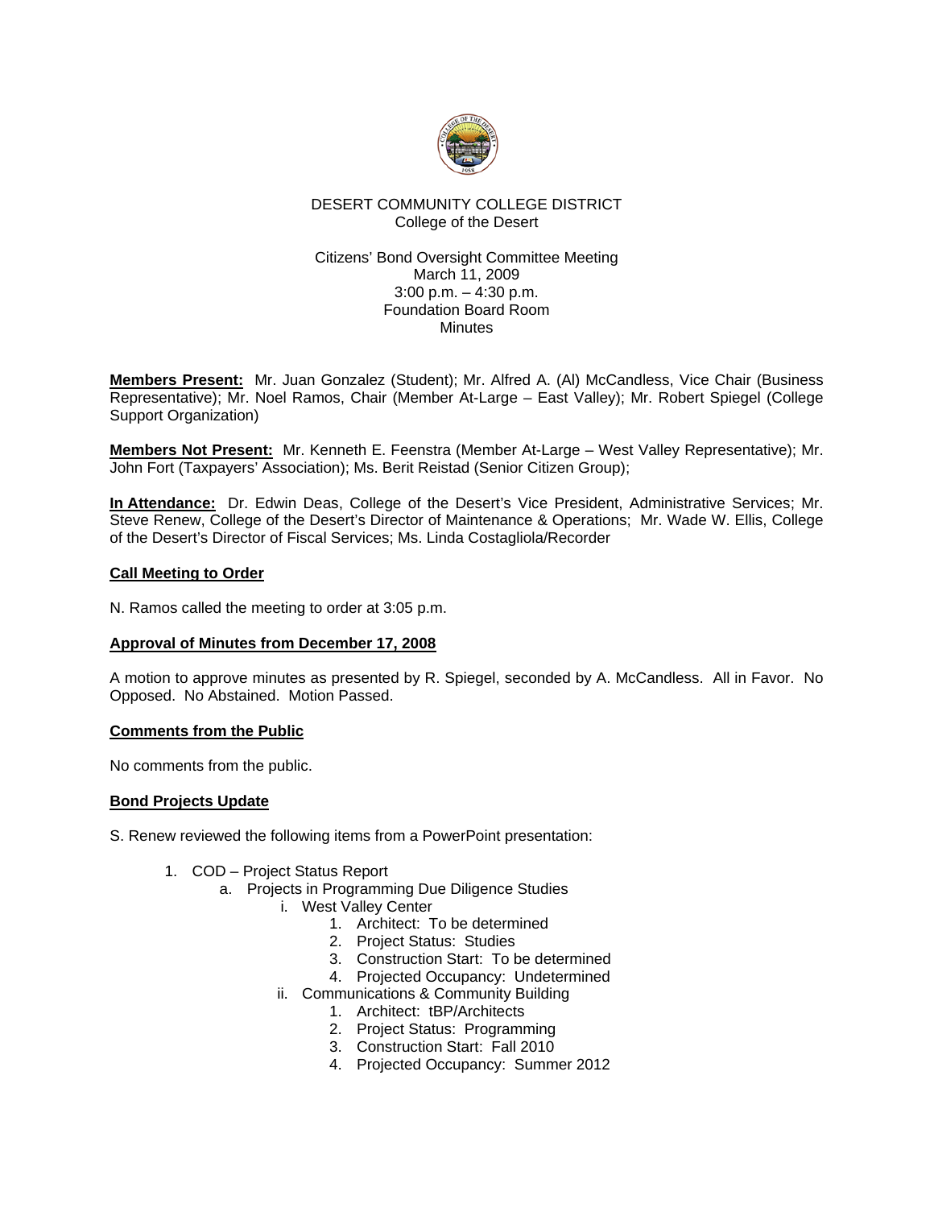DESERT COMMUNITY COLLEGE DISTRICT
College of the Desert

Citizens' Bond Oversight Committee Meeting
March 11, 2009
3:00 p.m. – 4:30 p.m.
Foundation Board Room
Minutes

**Members Present:** Mr. Juan Gonzalez (Student); Mr. Alfred A. (Al) McCandless, Vice Chair (Business Representative); Mr. Noel Ramos, Chair (Member At-Large – East Valley); Mr. Robert Spiegel (College Support Organization)

**Members Not Present:** Mr. Kenneth E. Feenstra (Member At-Large – West Valley Representative); Mr. John Fort (Taxpayers' Association); Ms. Berit Reistad (Senior Citizen Group);

**In Attendance:** Dr. Edwin Deas, College of the Desert's Vice President, Administrative Services; Mr. Steve Renew, College of the Desert's Director of Maintenance & Operations; Mr. Wade W. Ellis, College of the Desert's Director of Fiscal Services; Ms. Linda Costagliola/Recorder

**Call Meeting to Order**

N. Ramos called the meeting to order at 3:05 p.m.

**Approval of Minutes from December 17, 2008**

A motion to approve minutes as presented by R. Spiegel, seconded by A. McCandless. All in Favor. No Opposed. No Abstained. Motion Passed.

**Comments from the Public**

No comments from the public.

**Bond Projects Update**

S. Renew reviewed the following items from a PowerPoint presentation:

1. COD – Project Status Report
   a. Projects in Programming Due Diligence Studies
      i. West Valley Center
         1. Architect: To be determined
         2. Project Status: Studies
         3. Construction Start: To be determined
         4. Projected Occupancy: Undetermined
      ii. Communications & Community Building
         1. Architect: tBP/Architects
         2. Project Status: Programming
         3. Construction Start: Fall 2010
         4. Projected Occupancy: Summer 2012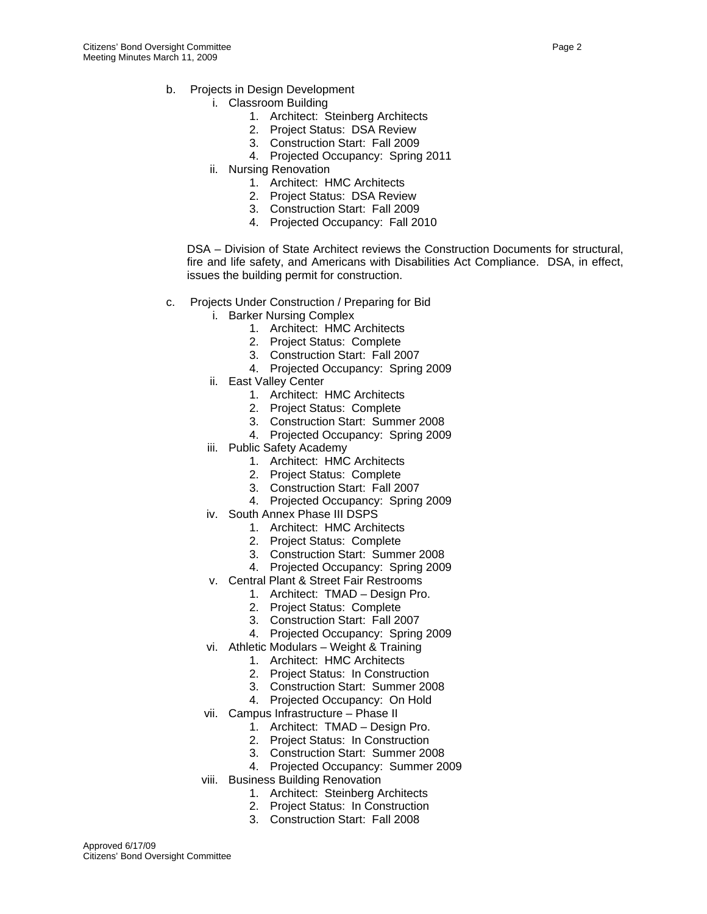b. Projects in Design Development

   i. Classroom Building
      1. Architect: Steinberg Architects
      2. Project Status: DSA Review
      3. Construction Start: Fall 2009
      4. Projected Occupancy: Spring 2011

   ii. Nursing Renovation
      1. Architect: HMC Architects
      2. Project Status: DSA Review
      3. Construction Start: Fall 2009
      4. Projected Occupancy: Fall 2010

   DSA – Division of State Architect reviews the Construction Documents for structural, fire and life safety, and Americans with Disabilities Act Compliance. DSA, in effect, issues the building permit for construction.

c. Projects Under Construction / Preparing for Bid

   i. Barker Nursing Complex
      1. Architect: HMC Architects
      2. Project Status: Complete
      3. Construction Start: Fall 2007
      4. Projected Occupancy: Spring 2009

   ii. East Valley Center
      1. Architect: HMC Architects
      2. Project Status: Complete
      3. Construction Start: Summer 2008
      4. Projected Occupancy: Spring 2009

   iii. Public Safety Academy
      1. Architect: HMC Architects
      2. Project Status: Complete
      3. Construction Start: Fall 2007
      4. Projected Occupancy: Spring 2009

   iv. South Annex Phase III DSPS
      1. Architect: HMC Architects
      2. Project Status: Complete
      3. Construction Start: Summer 2008
      4. Projected Occupancy: Spring 2009

   v. Central Plant & Street Fair Restrooms
      1. Architect: TMAD – Design Pro.
      2. Project Status: Complete
      3. Construction Start: Fall 2007
      4. Projected Occupancy: Spring 2009

   vi. Athletic Modulars – Weight & Training
      1. Architect: HMC Architects
      2. Project Status: In Construction
      3. Construction Start: Summer 2008
      4. Projected Occupancy: On Hold

   vii. Campus Infrastructure – Phase II
      1. Architect: TMAD – Design Pro.
      2. Project Status: In Construction
      3. Construction Start: Summer 2008
      4. Projected Occupancy: Summer 2009

   viii. Business Building Renovation
      1. Architect: Steinberg Architects
      2. Project Status: In Construction
      3. Construction Start: Fall 2008

Approved 6/17/09
Citizens' Bond Oversight Committee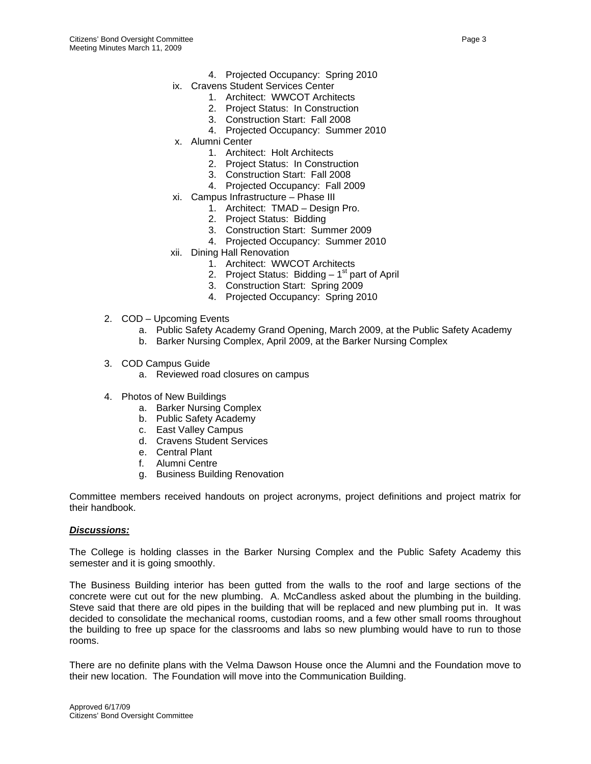4. Projected Occupancy: Spring 2010

ix. Cravens Student Services Center
   1. Architect: WWCOT Architects
   2. Project Status: In Construction
   3. Construction Start: Fall 2008
   4. Projected Occupancy: Summer 2010

x. Alumni Center
   1. Architect: Holt Architects
   2. Project Status: In Construction
   3. Construction Start: Fall 2008
   4. Projected Occupancy: Fall 2009

xi. Campus Infrastructure – Phase III
   1. Architect: TMAD – Design Pro.
   2. Project Status: Bidding
   3. Construction Start: Summer 2009
   4. Projected Occupancy: Summer 2010

xii. Dining Hall Renovation
   1. Architect: WWCOT Architects
   2. Project Status: Bidding – 1st part of April
   3. Construction Start: Spring 2009
   4. Projected Occupancy: Spring 2010

2. COD – Upcoming Events
   a. Public Safety Academy Grand Opening, March 2009, at the Public Safety Academy
   b. Barker Nursing Complex, April 2009, at the Barker Nursing Complex

3. COD Campus Guide
   a. Reviewed road closures on campus

4. Photos of New Buildings
   a. Barker Nursing Complex
   b. Public Safety Academy
   c. East Valley Campus
   d. Cravens Student Services
   e. Central Plant
   f. Alumni Centre
   g. Business Building Renovation

Committee members received handouts on project acronyms, project definitions and project matrix for their handbook.

***Discussions:***

The College is holding classes in the Barker Nursing Complex and the Public Safety Academy this semester and it is going smoothly.

The Business Building interior has been gutted from the walls to the roof and large sections of the concrete were cut out for the new plumbing. A. McCandless asked about the plumbing in the building. Steve said that there are old pipes in the building that will be replaced and new plumbing put in. It was decided to consolidate the mechanical rooms, custodian rooms, and a few other small rooms throughout the building to free up space for the classrooms and labs so new plumbing would have to run to those rooms.

There are no definite plans with the Velma Dawson House once the Alumni and the Foundation move to their new location. The Foundation will move into the Communication Building.

Approved 6/17/09
Citizens' Bond Oversight Committee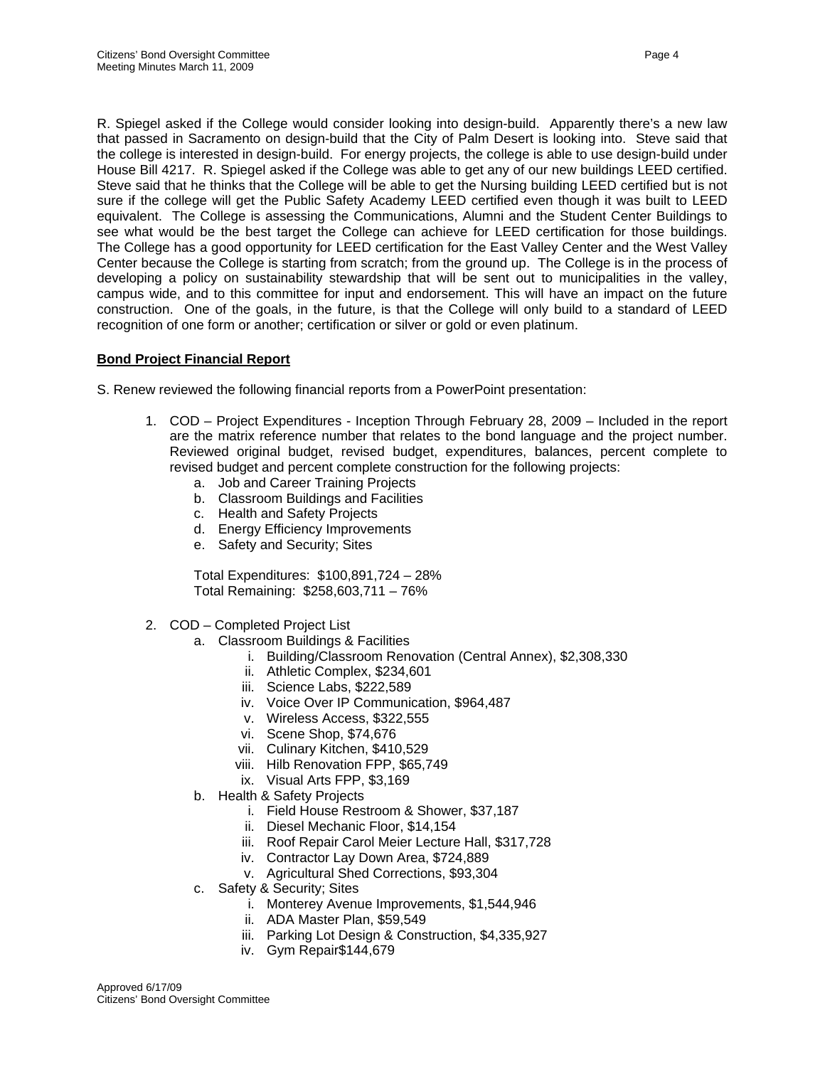R. Spiegel asked if the College would consider looking into design-build. Apparently there's a new law that passed in Sacramento on design-build that the City of Palm Desert is looking into. Steve said that the college is interested in design-build. For energy projects, the college is able to use design-build under House Bill 4217. R. Spiegel asked if the College was able to get any of our new buildings LEED certified. Steve said that he thinks that the College will be able to get the Nursing building LEED certified but is not sure if the college will get the Public Safety Academy LEED certified even though it was built to LEED equivalent. The College is assessing the Communications, Alumni and the Student Center Buildings to see what would be the best target the College can achieve for LEED certification for those buildings. The College has a good opportunity for LEED certification for the East Valley Center and the West Valley Center because the College is starting from scratch; from the ground up. The College is in the process of developing a policy on sustainability stewardship that will be sent out to municipalities in the valley, campus wide, and to this committee for input and endorsement. This will have an impact on the future construction. One of the goals, in the future, is that the College will only build to a standard of LEED recognition of one form or another; certification or silver or gold or even platinum.

**Bond Project Financial Report**

S. Renew reviewed the following financial reports from a PowerPoint presentation:

1. COD – Project Expenditures - Inception Through February 28, 2009 – Included in the report are the matrix reference number that relates to the bond language and the project number. Reviewed original budget, revised budget, expenditures, balances, percent complete to revised budget and percent complete construction for the following projects:
   a. Job and Career Training Projects
   b. Classroom Buildings and Facilities
   c. Health and Safety Projects
   d. Energy Efficiency Improvements
   e. Safety and Security; Sites

   Total Expenditures: $100,891,724 – 28%
   Total Remaining: $258,603,711 – 76%

2. COD – Completed Project List
   a. Classroom Buildings & Facilities
      i. Building/Classroom Renovation (Central Annex), $2,308,330
      ii. Athletic Complex, $234,601
      iii. Science Labs, $222,589
      iv. Voice Over IP Communication, $964,487
      v. Wireless Access, $322,555
      vi. Scene Shop, $74,676
      vii. Culinary Kitchen, $410,529
      viii. Hilb Renovation FPP, $65,749
      ix. Visual Arts FPP, $3,169
   b. Health & Safety Projects
      i. Field House Restroom & Shower, $37,187
      ii. Diesel Mechanic Floor, $14,154
      iii. Roof Repair Carol Meier Lecture Hall, $317,728
      iv. Contractor Lay Down Area, $724,889
      v. Agricultural Shed Corrections, $93,304
   c. Safety & Security; Sites
      i. Monterey Avenue Improvements, $1,544,946
      ii. ADA Master Plan, $59,549
      iii. Parking Lot Design & Construction, $4,335,927
      iv. Gym Repair$144,679

Approved 6/17/09
Citizens' Bond Oversight Committee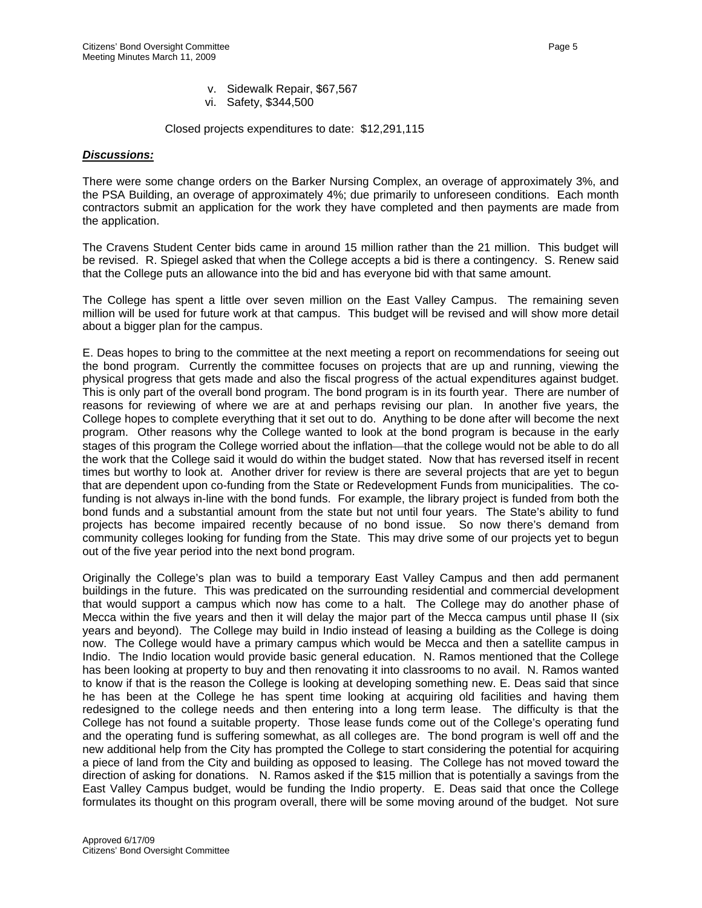v. Sidewalk Repair, $67,567
vi. Safety, $344,500

Closed projects expenditures to date: $12,291,115

***Discussions:***

There were some change orders on the Barker Nursing Complex, an overage of approximately 3%, and the PSA Building, an overage of approximately 4%; due primarily to unforeseen conditions. Each month contractors submit an application for the work they have completed and then payments are made from the application.

The Cravens Student Center bids came in around 15 million rather than the 21 million. This budget will be revised. R. Spiegel asked that when the College accepts a bid is there a contingency. S. Renew said that the College puts an allowance into the bid and has everyone bid with that same amount.

The College has spent a little over seven million on the East Valley Campus. The remaining seven million will be used for future work at that campus. This budget will be revised and will show more detail about a bigger plan for the campus.

E. Deas hopes to bring to the committee at the next meeting a report on recommendations for seeing out the bond program. Currently the committee focuses on projects that are up and running, viewing the physical progress that gets made and also the fiscal progress of the actual expenditures against budget. This is only part of the overall bond program. The bond program is in its fourth year. There are number of reasons for reviewing of where we are at and perhaps revising our plan. In another five years, the College hopes to complete everything that it set out to do. Anything to be done after will become the next program. Other reasons why the College wanted to look at the bond program is because in the early stages of this program the College worried about the inflation—that the college would not be able to do all the work that the College said it would do within the budget stated. Now that has reversed itself in recent times but worthy to look at. Another driver for review is there are several projects that are yet to begun that are dependent upon co-funding from the State or Redevelopment Funds from municipalities. The co-funding is not always in-line with the bond funds. For example, the library project is funded from both the bond funds and a substantial amount from the state but not until four years. The State's ability to fund projects has become impaired recently because of no bond issue. So now there's demand from community colleges looking for funding from the State. This may drive some of our projects yet to begun out of the five year period into the next bond program.

Originally the College's plan was to build a temporary East Valley Campus and then add permanent buildings in the future. This was predicated on the surrounding residential and commercial development that would support a campus which now has come to a halt. The College may do another phase of Mecca within the five years and then it will delay the major part of the Mecca campus until phase II (six years and beyond). The College may build in Indio instead of leasing a building as the College is doing now. The College would have a primary campus which would be Mecca and then a satellite campus in Indio. The Indio location would provide basic general education. N. Ramos mentioned that the College has been looking at property to buy and then renovating it into classrooms to no avail. N. Ramos wanted to know if that is the reason the College is looking at developing something new. E. Deas said that since he has been at the College he has spent time looking at acquiring old facilities and having them redesigned to the college needs and then entering into a long term lease. The difficulty is that the College has not found a suitable property. Those lease funds come out of the College's operating fund and the operating fund is suffering somewhat, as all colleges are. The bond program is well off and the new additional help from the City has prompted the College to start considering the potential for acquiring a piece of land from the City and building as opposed to leasing. The College has not moved toward the direction of asking for donations. N. Ramos asked if the $15 million that is potentially a savings from the East Valley Campus budget, would be funding the Indio property. E. Deas said that once the College formulates its thought on this program overall, there will be some moving around of the budget. Not sure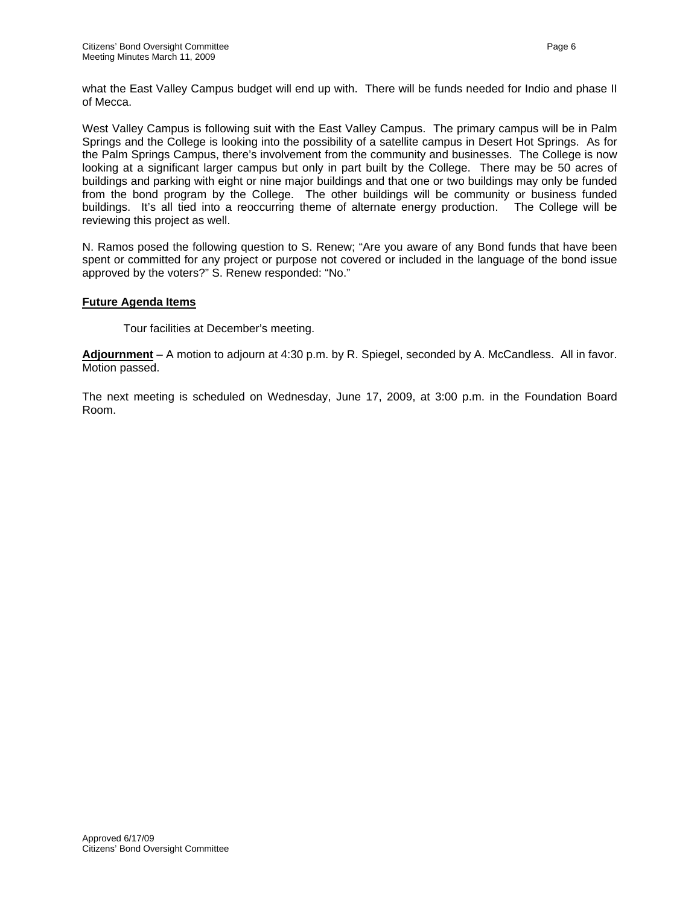what the East Valley Campus budget will end up with. There will be funds needed for Indio and phase II of Mecca.

West Valley Campus is following suit with the East Valley Campus. The primary campus will be in Palm Springs and the College is looking into the possibility of a satellite campus in Desert Hot Springs. As for the Palm Springs Campus, there's involvement from the community and businesses. The College is now looking at a significant larger campus but only in part built by the College. There may be 50 acres of buildings and parking with eight or nine major buildings and that one or two buildings may only be funded from the bond program by the College. The other buildings will be community or business funded buildings. It's all tied into a reoccurring theme of alternate energy production. The College will be reviewing this project as well.

N. Ramos posed the following question to S. Renew; "Are you aware of any Bond funds that have been spent or committed for any project or purpose not covered or included in the language of the bond issue approved by the voters?" S. Renew responded: "No."

**Future Agenda Items**

Tour facilities at December's meeting.

**Adjournment** – A motion to adjourn at 4:30 p.m. by R. Spiegel, seconded by A. McCandless. All in favor. Motion passed.

The next meeting is scheduled on Wednesday, June 17, 2009, at 3:00 p.m. in the Foundation Board Room.

Approved 6/17/09
Citizens' Bond Oversight Committee